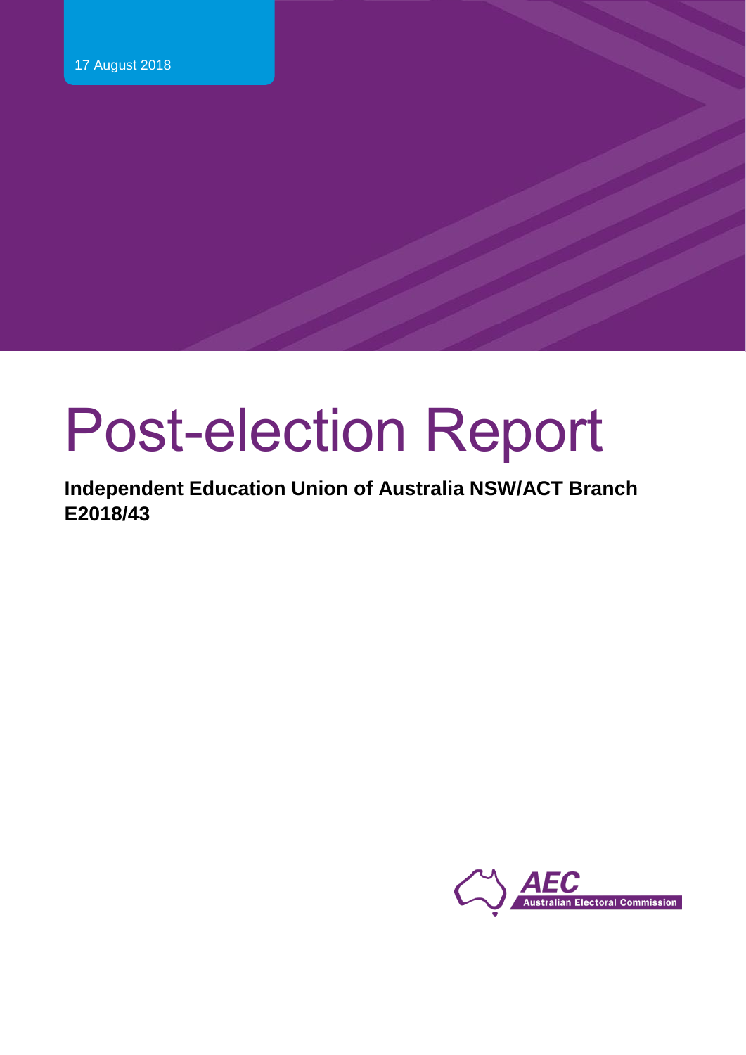17 August 2018

# Post-election Report

**Independent Education Union of Australia NSW/ACT Branch**
**E2018/43**

AEC
Australian Electoral Commission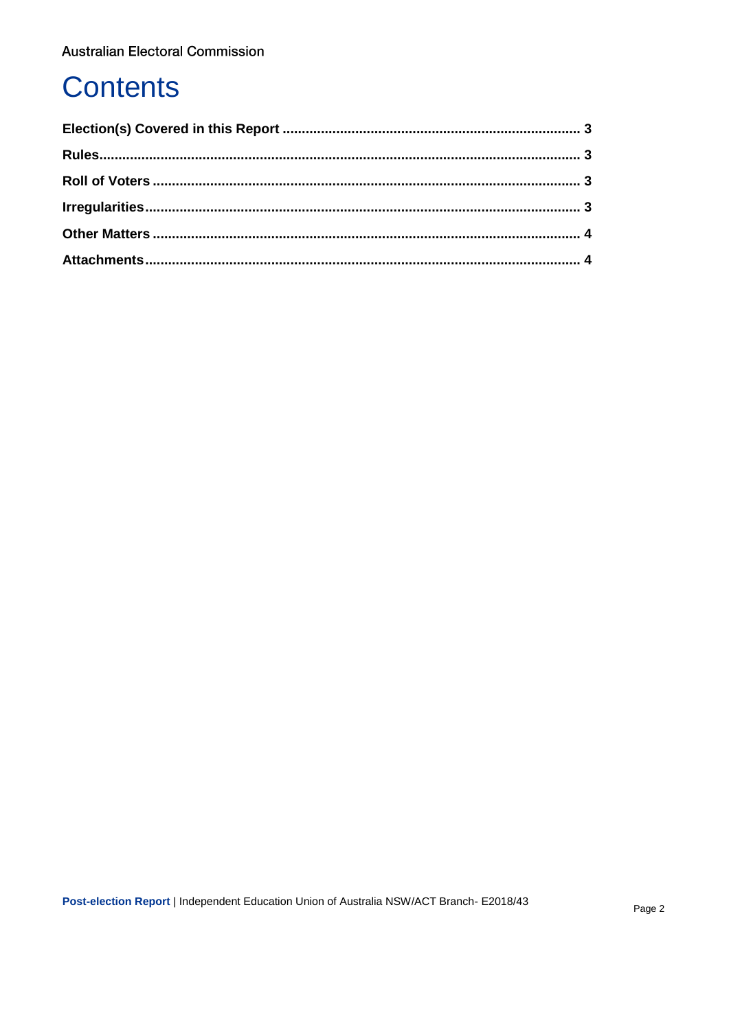# Contents

**Election(s) Covered in this Report** .......................................................................... **3**

**Rules** .......................................................................................................................... **3**

**Roll of Voters** ............................................................................................................. **3**

**Irregularities** .............................................................................................................. **3**

**Other Matters** ............................................................................................................. **4**

**Attachments** ............................................................................................................... **4**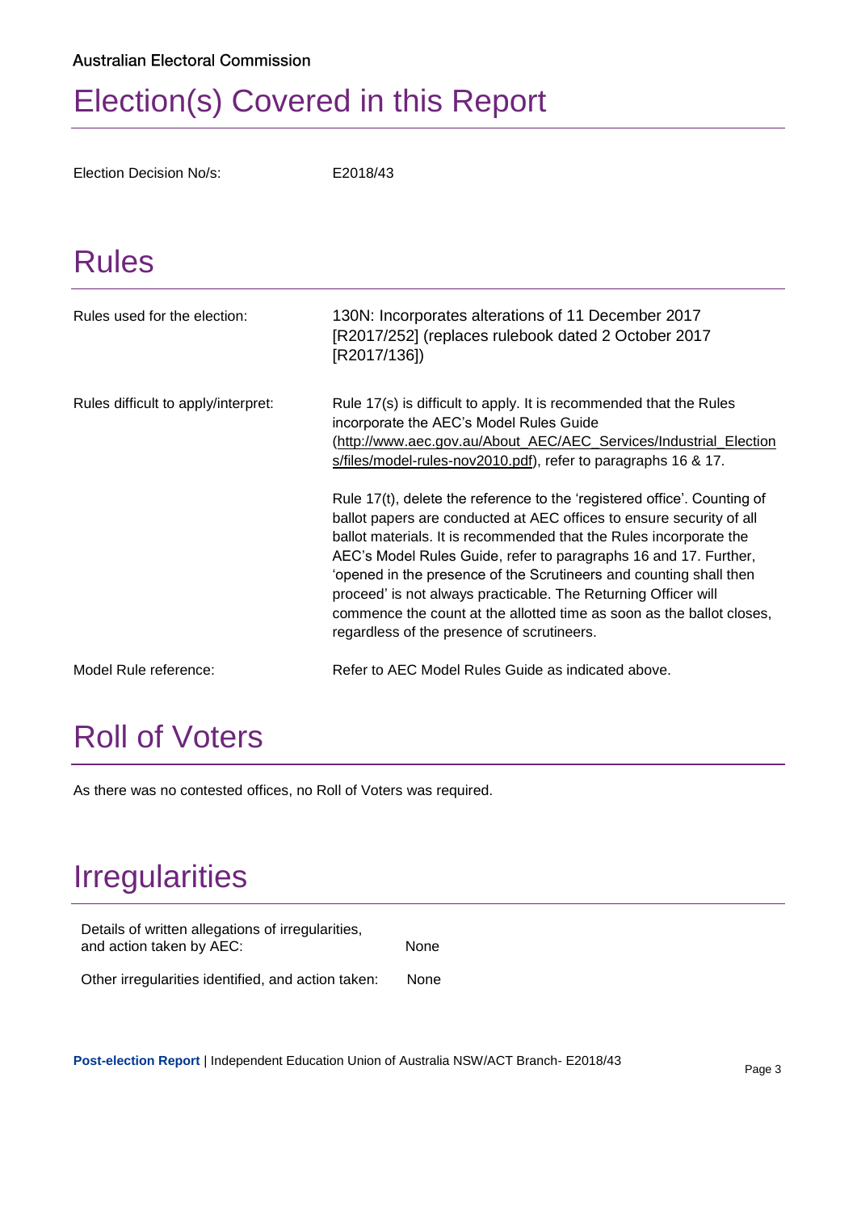# Election(s) Covered in this Report

| | |
|---|---|
| Election Decision No/s: | E2018/43 |

# Rules

| | |
|---|---|
| Rules used for the election: | 130N: Incorporates alterations of 11 December 2017 [R2017/252] (replaces rulebook dated 2 October 2017 [R2017/136]) |
| Rules difficult to apply/interpret: | Rule 17(s) is difficult to apply. It is recommended that the Rules incorporate the AEC's Model Rules Guide (http://www.aec.gov.au/About_AEC/AEC_Services/Industrial_Elections/files/model-rules-nov2010.pdf), refer to paragraphs 16 & 17.<br><br>Rule 17(t), delete the reference to the 'registered office'. Counting of ballot papers are conducted at AEC offices to ensure security of all ballot materials. It is recommended that the Rules incorporate the AEC's Model Rules Guide, refer to paragraphs 16 and 17. Further, 'opened in the presence of the Scrutineers and counting shall then proceed' is not always practicable. The Returning Officer will commence the count at the allotted time as soon as the ballot closes, regardless of the presence of scrutineers. |
| Model Rule reference: | Refer to AEC Model Rules Guide as indicated above. |

# Roll of Voters

As there was no contested offices, no Roll of Voters was required.

# Irregularities

| | |
|---|---|
| Details of written allegations of irregularities, and action taken by AEC: | None |
| Other irregularities identified, and action taken: | None |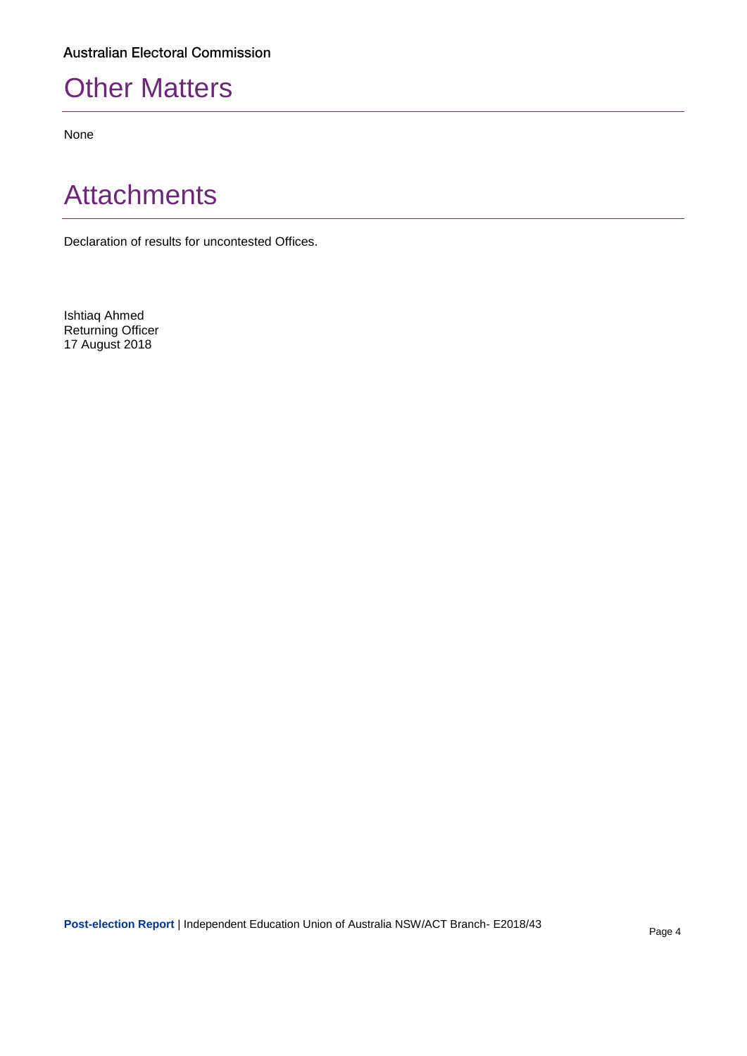# Other Matters

None

# Attachments

Declaration of results for uncontested Offices.

Ishtiaq Ahmed
Returning Officer
17 August 2018